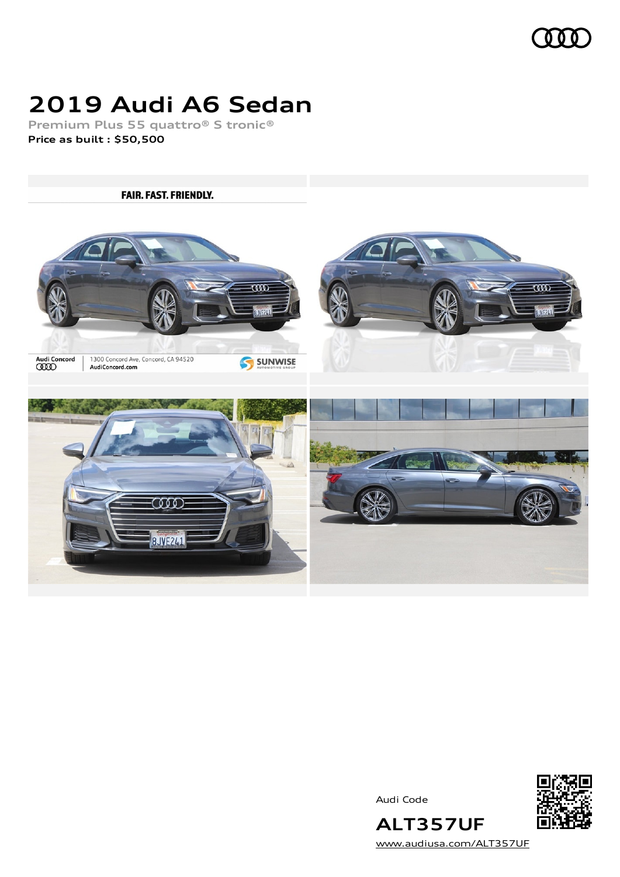# 2019 Audi A6 Sedan

**Premium Plus 55 quattro® S tronic®**

**Price as built : $50,500**

Audi Code

**ALT357UF**

www.audiusa.com/ALT357UF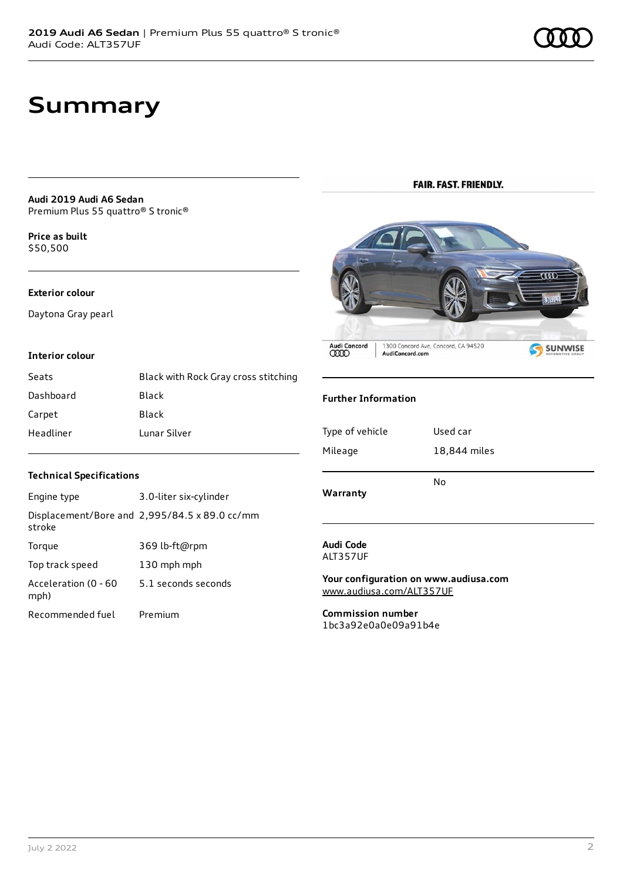# Summary

**Audi 2019 Audi A6 Sedan**
Premium Plus 55 quattro® S tronic®

**Price as built**
$50,500

### Exterior colour

Daytona Gray pearl

### Interior colour

| | |
|---|---|
| Seats | Black with Rock Gray cross stitching |
| Dashboard | Black |
| Carpet | Black |
| Headliner | Lunar Silver |

### Technical Specifications

| | |
|---|---|
| Engine type | 3.0-liter six-cylinder |
| Displacement/Bore and stroke | 2,995/84.5 x 89.0 cc/mm |
| Torque | 369 lb-ft@rpm |
| Top track speed | 130 mph mph |
| Acceleration (0 - 60 mph) | 5.1 seconds seconds |
| Recommended fuel | Premium |

FAIR. FAST. FRIENDLY.

Audi Concord | 1300 Concord Ave, Concord, CA 94520 | AudiConcord.com | SUNWISE AUTOMOTIVE GROUP

### Further Information

| | |
|---|---|
| Type of vehicle | Used car |
| Mileage | 18,844 miles |
| Warranty | No |

**Audi Code**
ALT357UF

**Your configuration on www.audiusa.com**
www.audiusa.com/ALT357UF

**Commission number**
1bc3a92e0a0e09a91b4e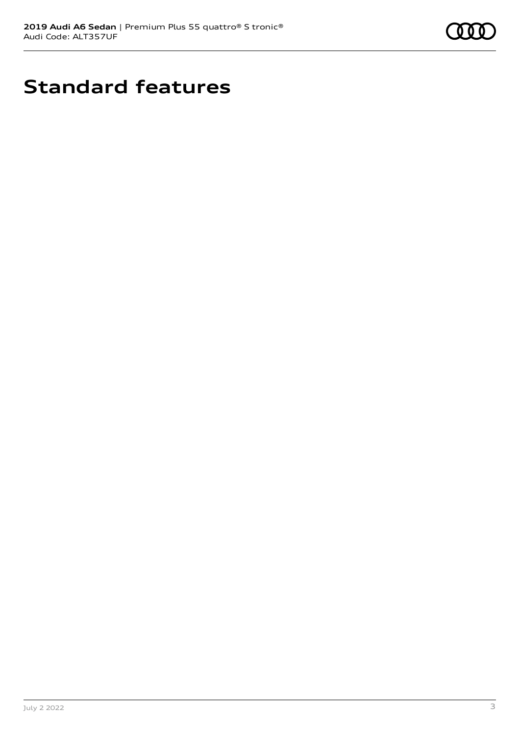# Standard features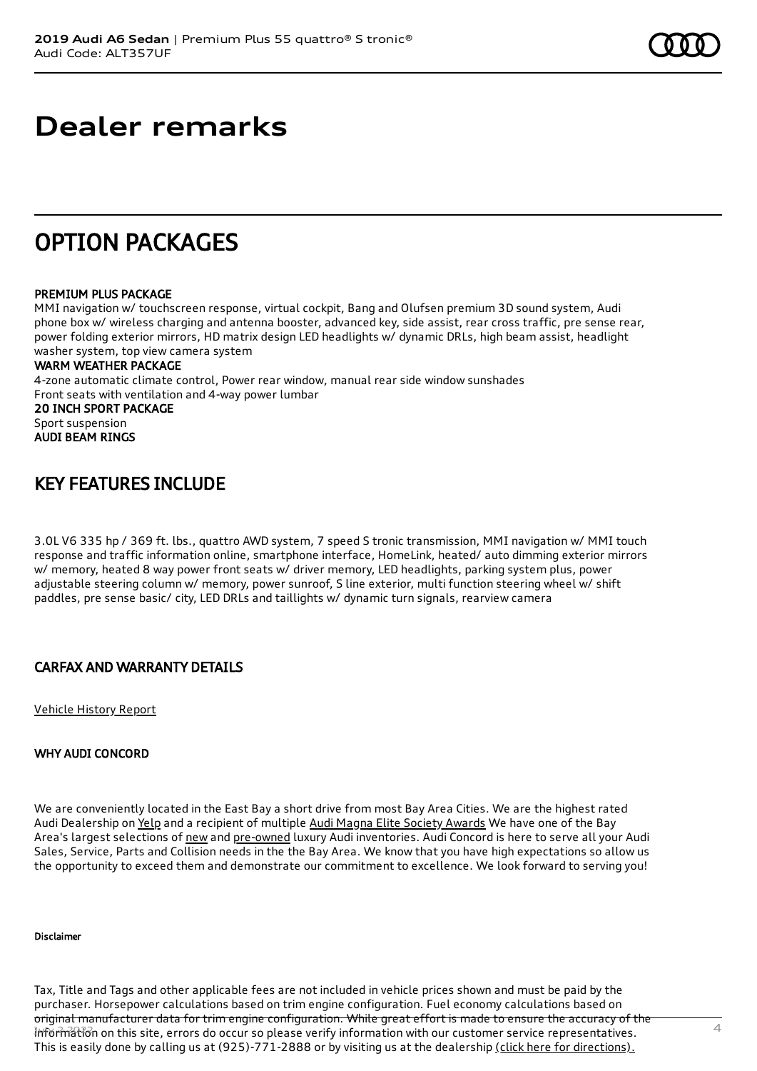# Dealer remarks

## OPTION PACKAGES

**PREMIUM PLUS PACKAGE**
MMI navigation w/ touchscreen response, virtual cockpit, Bang and Olufsen premium 3D sound system, Audi phone box w/ wireless charging and antenna booster, advanced key, side assist, rear cross traffic, pre sense rear, power folding exterior mirrors, HD matrix design LED headlights w/ dynamic DRLs, high beam assist, headlight washer system, top view camera system
**WARM WEATHER PACKAGE**
4-zone automatic climate control, Power rear window, manual rear side window sunshades
Front seats with ventilation and 4-way power lumbar
**20 INCH SPORT PACKAGE**
Sport suspension
**AUDI BEAM RINGS**

## KEY FEATURES INCLUDE

3.0L V6 335 hp / 369 ft. lbs., quattro AWD system, 7 speed S tronic transmission, MMI navigation w/ MMI touch response and traffic information online, smartphone interface, HomeLink, heated/ auto dimming exterior mirrors w/ memory, heated 8 way power front seats w/ driver memory, LED headlights, parking system plus, power adjustable steering column w/ memory, power sunroof, S line exterior, multi function steering wheel w/ shift paddles, pre sense basic/ city, LED DRLs and taillights w/ dynamic turn signals, rearview camera

## CARFAX AND WARRANTY DETAILS

Vehicle History Report

### WHY AUDI CONCORD

We are conveniently located in the East Bay a short drive from most Bay Area Cities. We are the highest rated Audi Dealership on Yelp and a recipient of multiple Audi Magna Elite Society Awards We have one of the Bay Area's largest selections of new and pre-owned luxury Audi inventories. Audi Concord is here to serve all your Audi Sales, Service, Parts and Collision needs in the the Bay Area. We know that you have high expectations so allow us the opportunity to exceed them and demonstrate our commitment to excellence. We look forward to serving you!

#### Disclaimer

Tax, Title and Tags and other applicable fees are not included in vehicle prices shown and must be paid by the purchaser. Horsepower calculations based on trim engine configuration. Fuel economy calculations based on original manufacturer data for trim engine configuration. While great effort is made to ensure the accuracy of the information on this site, errors do occur so please verify information with our customer service representatives. This is easily done by calling us at (925)-771-2888 or by visiting us at the dealership (click here for directions).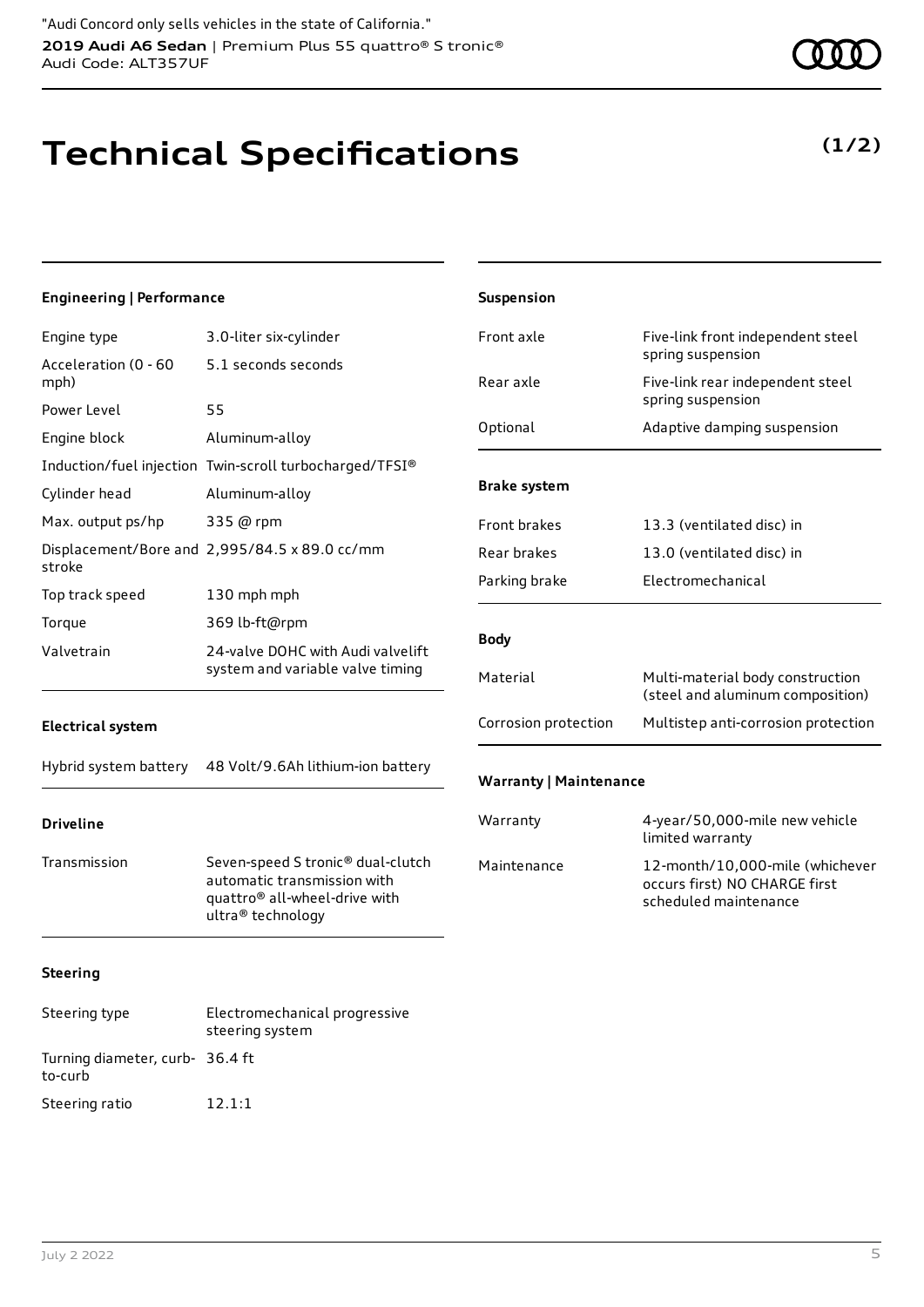"Audi Concord only sells vehicles in the state of California."

**2019 Audi A6 Sedan** | Premium Plus 55 quattro® S tronic®

Audi Code: ALT357UF

# Technical Specifications

**(1/2)**

### Engineering | Performance

| | |
|---|---|
| Engine type | 3.0-liter six-cylinder |
| Acceleration (0 - 60 mph) | 5.1 seconds seconds |
| Power Level | 55 |
| Engine block | Aluminum-alloy |
| Induction/fuel injection | Twin-scroll turbocharged/TFSI® |
| Cylinder head | Aluminum-alloy |
| Max. output ps/hp | 335 @ rpm |
| Displacement/Bore and stroke | 2,995/84.5 x 89.0 cc/mm |
| Top track speed | 130 mph mph |
| Torque | 369 lb-ft@rpm |
| Valvetrain | 24-valve DOHC with Audi valvelift system and variable valve timing |

### Electrical system

| | |
|---|---|
| Hybrid system battery | 48 Volt/9.6Ah lithium-ion battery |

### Driveline

| | |
|---|---|
| Transmission | Seven-speed S tronic® dual-clutch automatic transmission with quattro® all-wheel-drive with ultra® technology |

### Steering

| | |
|---|---|
| Steering type | Electromechanical progressive steering system |
| Turning diameter, curb-to-curb | 36.4 ft |
| Steering ratio | 12.1:1 |

### Suspension

| | |
|---|---|
| Front axle | Five-link front independent steel spring suspension |
| Rear axle | Five-link rear independent steel spring suspension |
| Optional | Adaptive damping suspension |

### Brake system

| | |
|---|---|
| Front brakes | 13.3 (ventilated disc) in |
| Rear brakes | 13.0 (ventilated disc) in |
| Parking brake | Electromechanical |

### Body

| | |
|---|---|
| Material | Multi-material body construction (steel and aluminum composition) |
| Corrosion protection | Multistep anti-corrosion protection |

### Warranty | Maintenance

| | |
|---|---|
| Warranty | 4-year/50,000-mile new vehicle limited warranty |
| Maintenance | 12-month/10,000-mile (whichever occurs first) NO CHARGE first scheduled maintenance |

July 2 2022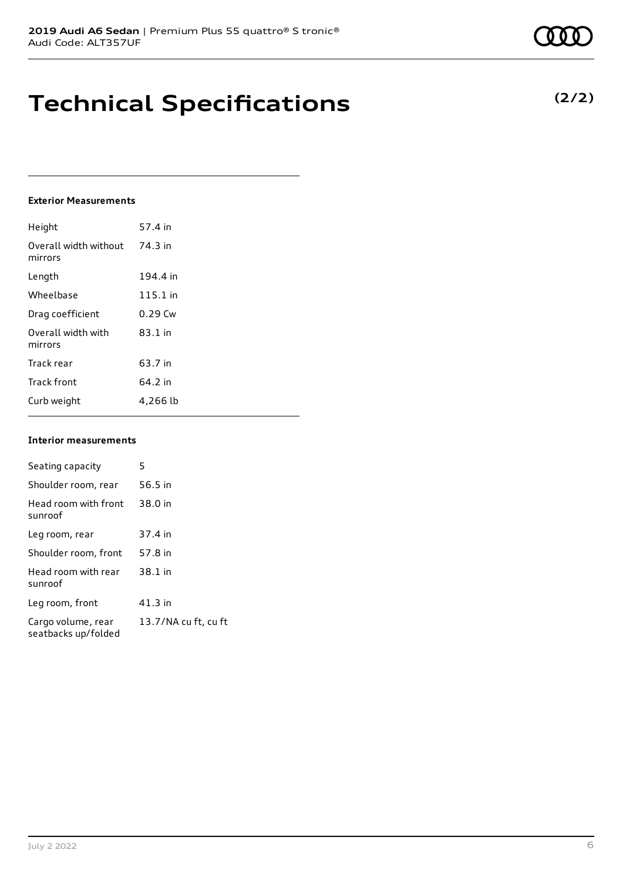# Technical Specifications

**(2/2)**

### Exterior Measurements

| | |
|---|---|
| Height | 57.4 in |
| Overall width without mirrors | 74.3 in |
| Length | 194.4 in |
| Wheelbase | 115.1 in |
| Drag coefficient | 0.29 Cw |
| Overall width with mirrors | 83.1 in |
| Track rear | 63.7 in |
| Track front | 64.2 in |
| Curb weight | 4,266 lb |

### Interior measurements

| | |
|---|---|
| Seating capacity | 5 |
| Shoulder room, rear | 56.5 in |
| Head room with front sunroof | 38.0 in |
| Leg room, rear | 37.4 in |
| Shoulder room, front | 57.8 in |
| Head room with rear sunroof | 38.1 in |
| Leg room, front | 41.3 in |
| Cargo volume, rear seatbacks up/folded | 13.7/NA cu ft, cu ft |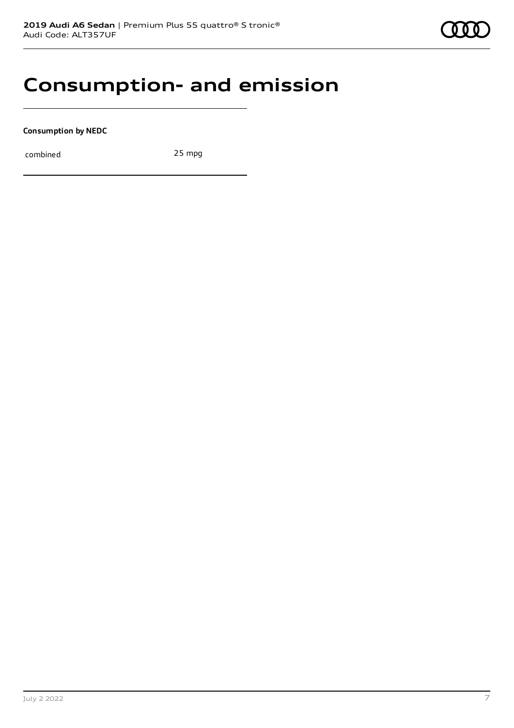# Consumption- and emission

**Consumption by NEDC**

| combined | 25 mpg |
|---|---|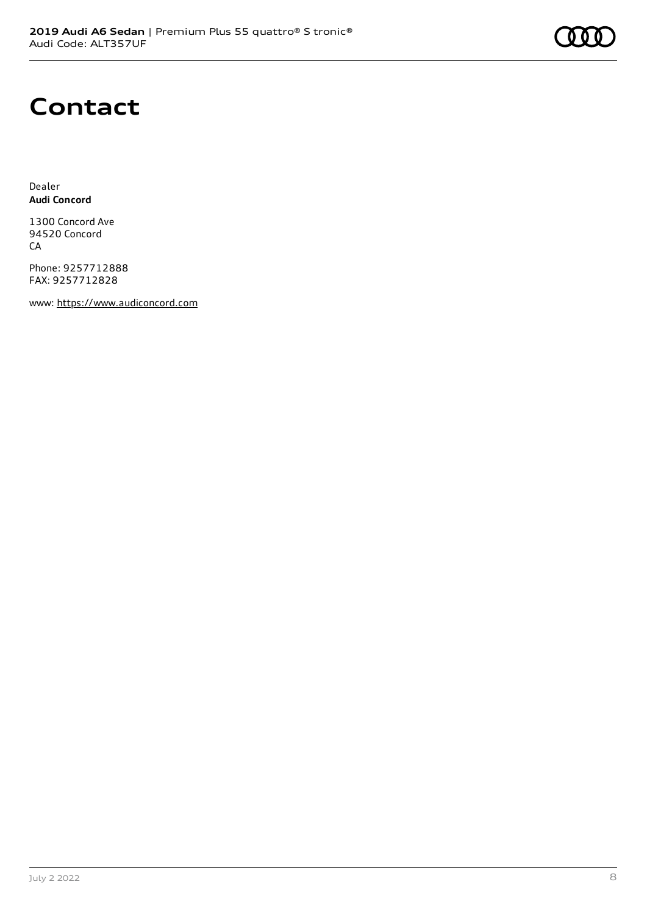# Contact

Dealer
**Audi Concord**

1300 Concord Ave
94520 Concord
CA

Phone: 9257712888
FAX: 9257712828

www: https://www.audiconcord.com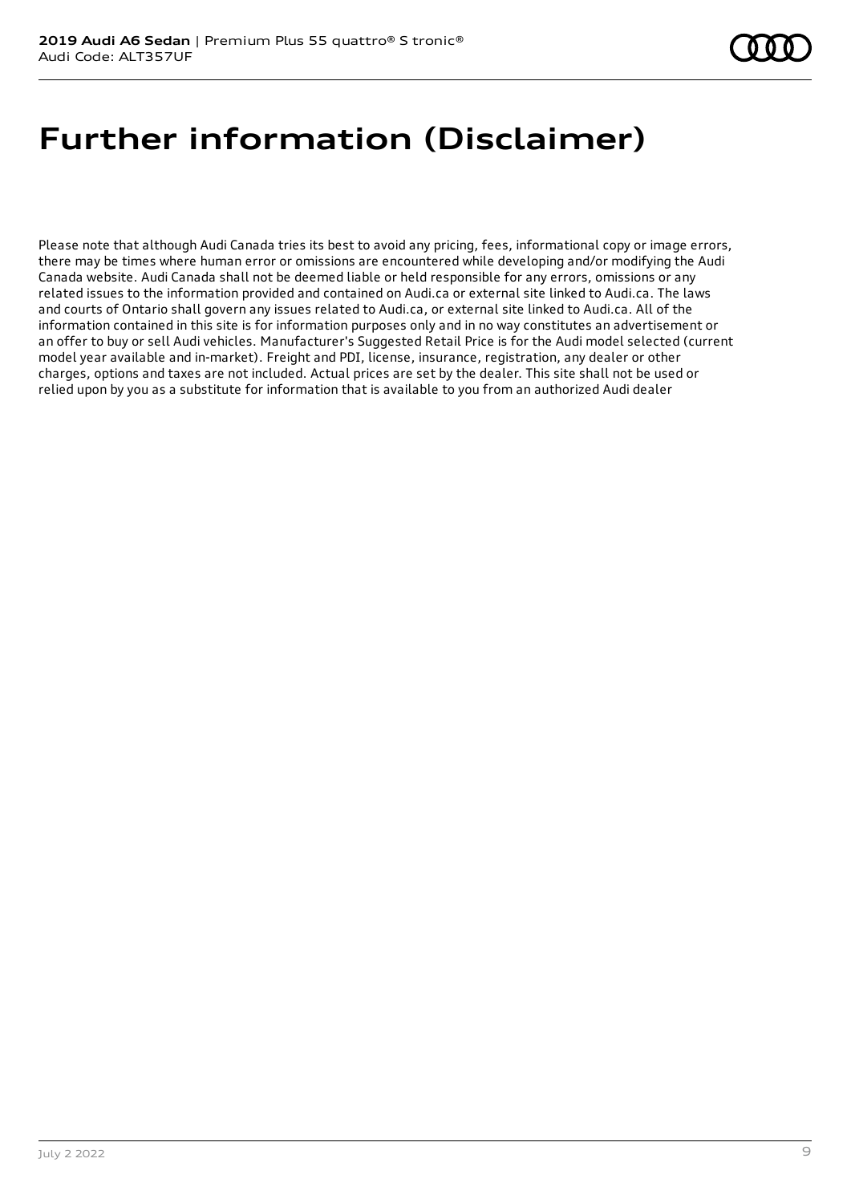# Further information (Disclaimer)

Please note that although Audi Canada tries its best to avoid any pricing, fees, informational copy or image errors, there may be times where human error or omissions are encountered while developing and/or modifying the Audi Canada website. Audi Canada shall not be deemed liable or held responsible for any errors, omissions or any related issues to the information provided and contained on Audi.ca or external site linked to Audi.ca. The laws and courts of Ontario shall govern any issues related to Audi.ca, or external site linked to Audi.ca. All of the information contained in this site is for information purposes only and in no way constitutes an advertisement or an offer to buy or sell Audi vehicles. Manufacturer's Suggested Retail Price is for the Audi model selected (current model year available and in-market). Freight and PDI, license, insurance, registration, any dealer or other charges, options and taxes are not included. Actual prices are set by the dealer. This site shall not be used or relied upon by you as a substitute for information that is available to you from an authorized Audi dealer